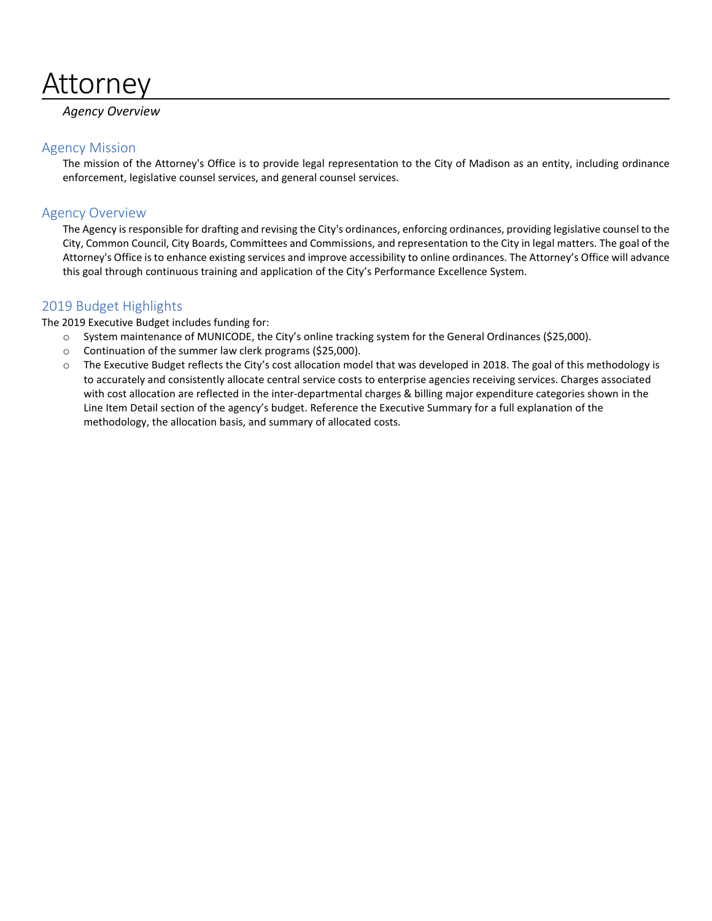# Attorney

*Agency Overview*

## Agency Mission

The mission of the Attorney's Office is to provide legal representation to the City of Madison as an entity, including ordinance enforcement, legislative counsel services, and general counsel services.

## Agency Overview

The Agency is responsible for drafting and revising the City's ordinances, enforcing ordinances, providing legislative counsel to the City, Common Council, City Boards, Committees and Commissions, and representation to the City in legal matters. The goal of the Attorney's Office is to enhance existing services and improve accessibility to online ordinances. The Attorney's Office will advance this goal through continuous training and application of the City's Performance Excellence System.

## 2019 Budget Highlights

The 2019 Executive Budget includes funding for:

- System maintenance of MUNICODE, the City's online tracking system for the General Ordinances ($25,000).
- Continuation of the summer law clerk programs ($25,000).
- The Executive Budget reflects the City's cost allocation model that was developed in 2018. The goal of this methodology is to accurately and consistently allocate central service costs to enterprise agencies receiving services. Charges associated with cost allocation are reflected in the inter-departmental charges & billing major expenditure categories shown in the Line Item Detail section of the agency's budget. Reference the Executive Summary for a full explanation of the methodology, the allocation basis, and summary of allocated costs.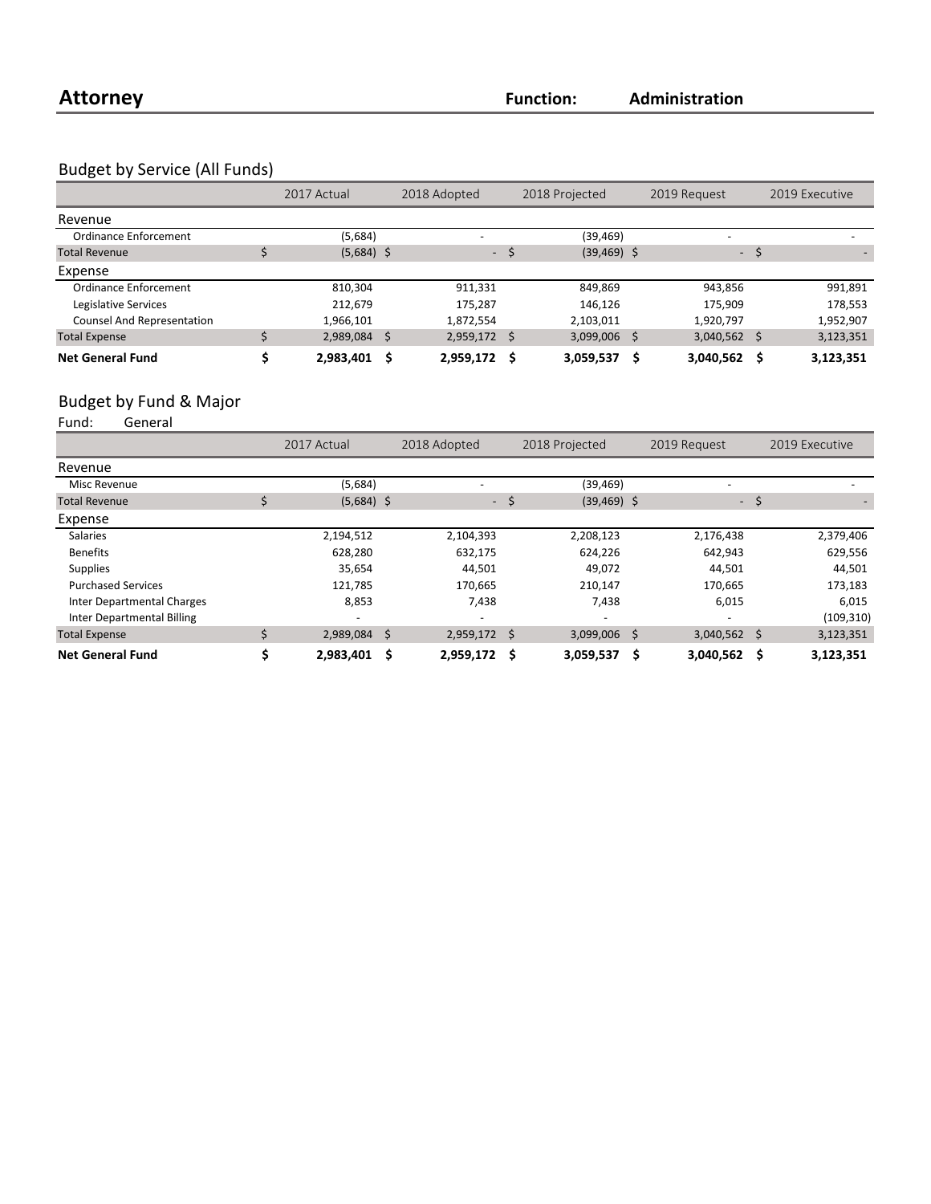# Attorney

**Function:** **Administration**

## Budget by Service (All Funds)

| | 2017 Actual | 2018 Adopted | 2018 Projected | 2019 Request | 2019 Executive |
|---|---|---|---|---|---|
| **Revenue** | | | | | |
| Ordinance Enforcement | (5,684) | - | (39,469) | - | - |
| Total Revenue | $ (5,684) | $ - | $ (39,469) | $ - | $ - |
| **Expense** | | | | | |
| Ordinance Enforcement | 810,304 | 911,331 | 849,869 | 943,856 | 991,891 |
| Legislative Services | 212,679 | 175,287 | 146,126 | 175,909 | 178,553 |
| Counsel And Representation | 1,966,101 | 1,872,554 | 2,103,011 | 1,920,797 | 1,952,907 |
| Total Expense | $ 2,989,084 | $ 2,959,172 | $ 3,099,006 | $ 3,040,562 | $ 3,123,351 |
| **Net General Fund** | **$ 2,983,401** | **$ 2,959,172** | **$ 3,059,537** | **$ 3,040,562** | **$ 3,123,351** |

## Budget by Fund & Major

Fund: General

| | 2017 Actual | 2018 Adopted | 2018 Projected | 2019 Request | 2019 Executive |
|---|---|---|---|---|---|
| **Revenue** | | | | | |
| Misc Revenue | (5,684) | - | (39,469) | - | - |
| Total Revenue | $ (5,684) | $ - | $ (39,469) | $ - | $ - |
| **Expense** | | | | | |
| Salaries | 2,194,512 | 2,104,393 | 2,208,123 | 2,176,438 | 2,379,406 |
| Benefits | 628,280 | 632,175 | 624,226 | 642,943 | 629,556 |
| Supplies | 35,654 | 44,501 | 49,072 | 44,501 | 44,501 |
| Purchased Services | 121,785 | 170,665 | 210,147 | 170,665 | 173,183 |
| Inter Departmental Charges | 8,853 | 7,438 | 7,438 | 6,015 | 6,015 |
| Inter Departmental Billing | - | - | - | - | (109,310) |
| Total Expense | $ 2,989,084 | $ 2,959,172 | $ 3,099,006 | $ 3,040,562 | $ 3,123,351 |
| **Net General Fund** | **$ 2,983,401** | **$ 2,959,172** | **$ 3,059,537** | **$ 3,040,562** | **$ 3,123,351** |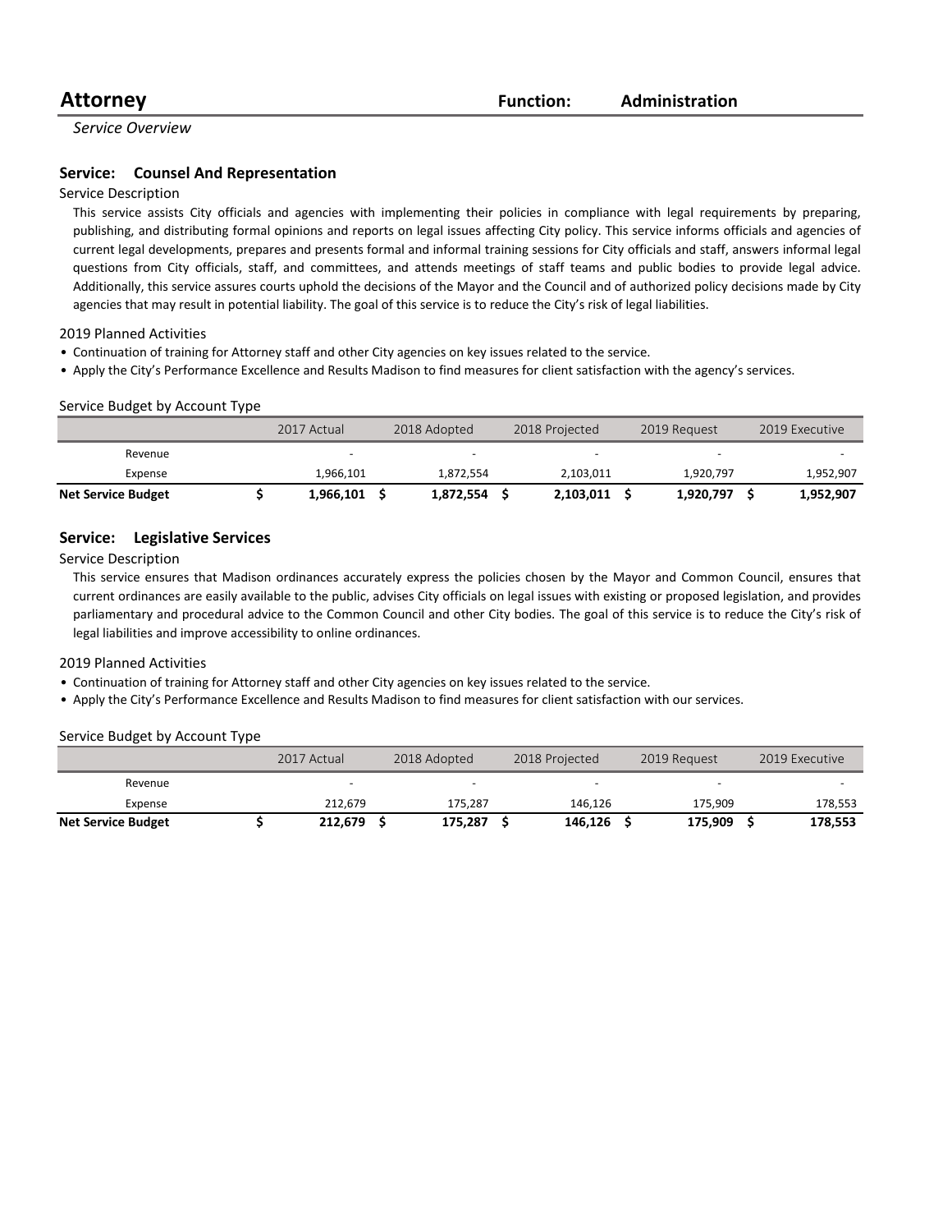# Attorney

**Function:** Administration

*Service Overview*

## Service: Counsel And Representation

Service Description

This service assists City officials and agencies with implementing their policies in compliance with legal requirements by preparing, publishing, and distributing formal opinions and reports on legal issues affecting City policy. This service informs officials and agencies of current legal developments, prepares and presents formal and informal training sessions for City officials and staff, answers informal legal questions from City officials, staff, and committees, and attends meetings of staff teams and public bodies to provide legal advice. Additionally, this service assures courts uphold the decisions of the Mayor and the Council and of authorized policy decisions made by City agencies that may result in potential liability. The goal of this service is to reduce the City's risk of legal liabilities.

2019 Planned Activities

- Continuation of training for Attorney staff and other City agencies on key issues related to the service.
- Apply the City's Performance Excellence and Results Madison to find measures for client satisfaction with the agency's services.

Service Budget by Account Type

| | 2017 Actual | 2018 Adopted | 2018 Projected | 2019 Request | 2019 Executive |
|---|---|---|---|---|---|
| Revenue | - | - | - | - | - |
| Expense | 1,966,101 | 1,872,554 | 2,103,011 | 1,920,797 | 1,952,907 |
| **Net Service Budget** | **$ 1,966,101** | **$ 1,872,554** | **$ 2,103,011** | **$ 1,920,797** | **$ 1,952,907** |

## Service: Legislative Services

Service Description

This service ensures that Madison ordinances accurately express the policies chosen by the Mayor and Common Council, ensures that current ordinances are easily available to the public, advises City officials on legal issues with existing or proposed legislation, and provides parliamentary and procedural advice to the Common Council and other City bodies. The goal of this service is to reduce the City's risk of legal liabilities and improve accessibility to online ordinances.

2019 Planned Activities

- Continuation of training for Attorney staff and other City agencies on key issues related to the service.
- Apply the City's Performance Excellence and Results Madison to find measures for client satisfaction with our services.

Service Budget by Account Type

| | 2017 Actual | 2018 Adopted | 2018 Projected | 2019 Request | 2019 Executive |
|---|---|---|---|---|---|
| Revenue | - | - | - | - | - |
| Expense | 212,679 | 175,287 | 146,126 | 175,909 | 178,553 |
| **Net Service Budget** | **$ 212,679** | **$ 175,287** | **$ 146,126** | **$ 175,909** | **$ 178,553** |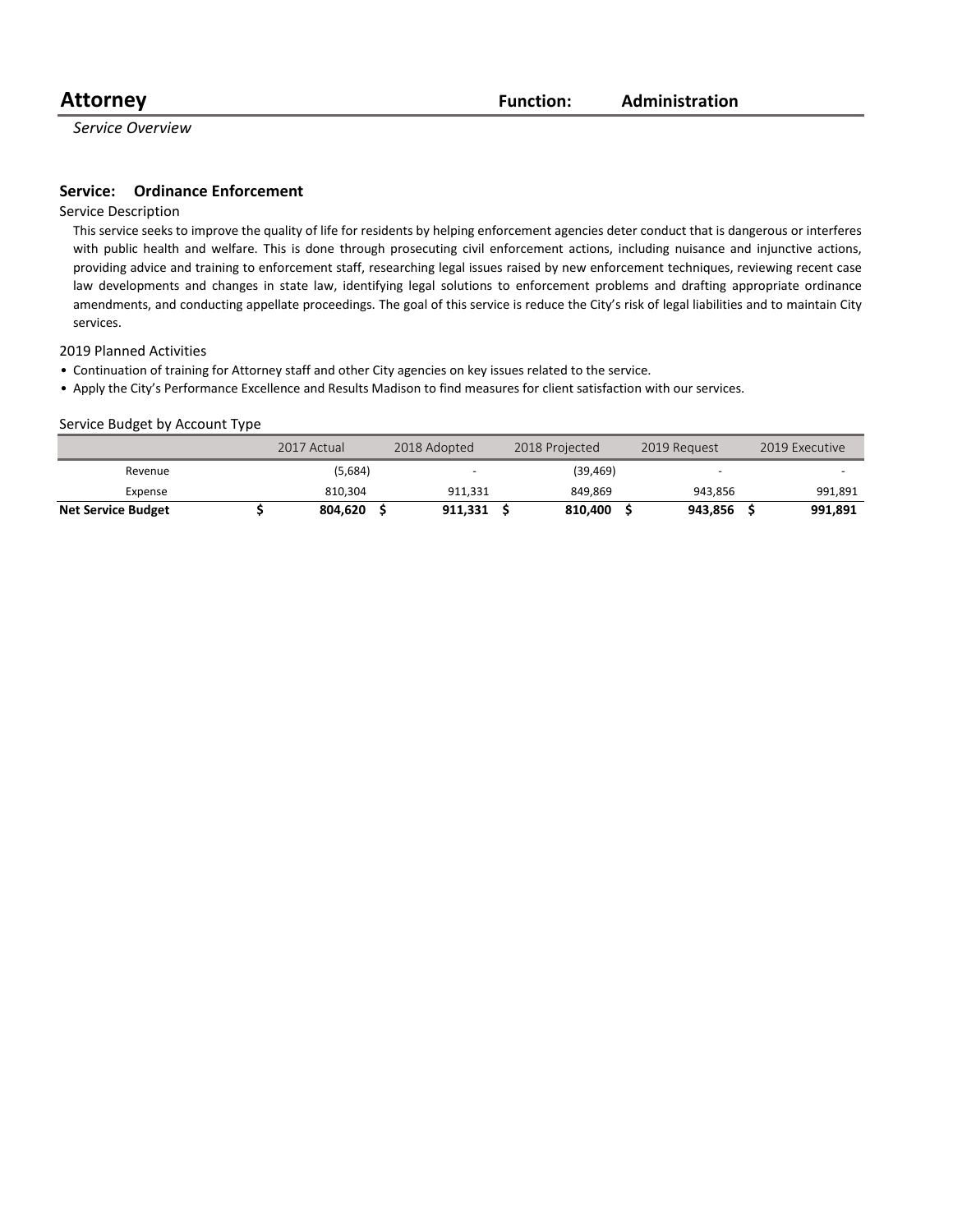# Attorney

**Function: Administration**

*Service Overview*

## Service: Ordinance Enforcement

Service Description

This service seeks to improve the quality of life for residents by helping enforcement agencies deter conduct that is dangerous or interferes with public health and welfare. This is done through prosecuting civil enforcement actions, including nuisance and injunctive actions, providing advice and training to enforcement staff, researching legal issues raised by new enforcement techniques, reviewing recent case law developments and changes in state law, identifying legal solutions to enforcement problems and drafting appropriate ordinance amendments, and conducting appellate proceedings. The goal of this service is reduce the City's risk of legal liabilities and to maintain City services.

2019 Planned Activities

- Continuation of training for Attorney staff and other City agencies on key issues related to the service.
- Apply the City's Performance Excellence and Results Madison to find measures for client satisfaction with our services.

Service Budget by Account Type

| | 2017 Actual | 2018 Adopted | 2018 Projected | 2019 Request | 2019 Executive |
|---|---|---|---|---|---|
| Revenue | (5,684) | - | (39,469) | - | - |
| Expense | 810,304 | 911,331 | 849,869 | 943,856 | 991,891 |
| **Net Service Budget** | **$ 804,620** | **$ 911,331** | **$ 810,400** | **$ 943,856** | **$ 991,891** |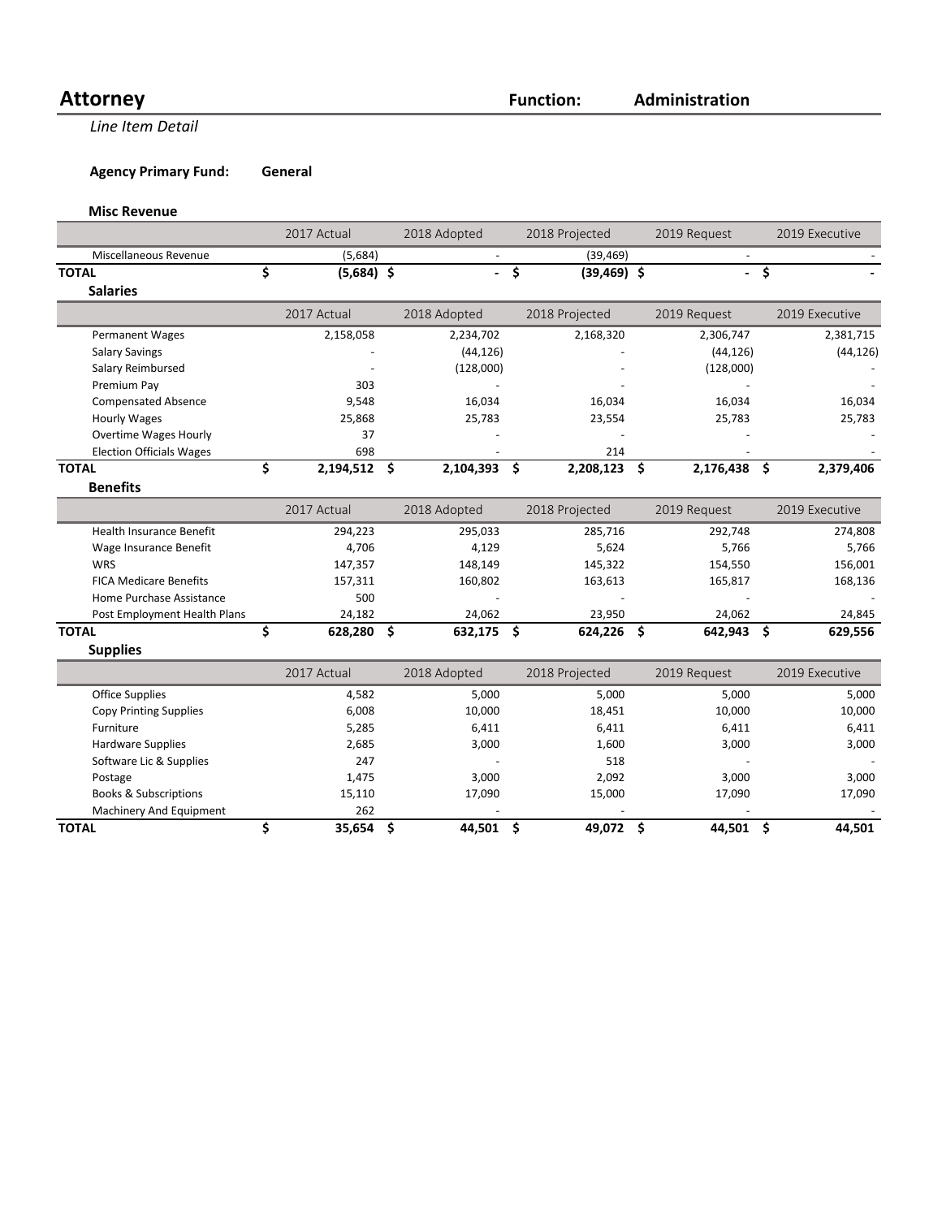# Attorney

**Function:** **Administration**

*Line Item Detail*

**Agency Primary Fund:** **General**

### Misc Revenue

| | 2017 Actual | 2018 Adopted | 2018 Projected | 2019 Request | 2019 Executive |
|---|---|---|---|---|---|
| Miscellaneous Revenue | (5,684) | - | (39,469) | - | - |
| **TOTAL** | **$ (5,684)** | **$ -** | **$ (39,469)** | **$ -** | **$ -** |

### Salaries

| | 2017 Actual | 2018 Adopted | 2018 Projected | 2019 Request | 2019 Executive |
|---|---|---|---|---|---|
| Permanent Wages | 2,158,058 | 2,234,702 | 2,168,320 | 2,306,747 | 2,381,715 |
| Salary Savings | - | (44,126) | - | (44,126) | (44,126) |
| Salary Reimbursed | - | (128,000) | - | (128,000) | - |
| Premium Pay | 303 | - | - | - | - |
| Compensated Absence | 9,548 | 16,034 | 16,034 | 16,034 | 16,034 |
| Hourly Wages | 25,868 | 25,783 | 23,554 | 25,783 | 25,783 |
| Overtime Wages Hourly | 37 | - | - | - | - |
| Election Officials Wages | 698 | - | 214 | - | - |
| **TOTAL** | **$ 2,194,512** | **$ 2,104,393** | **$ 2,208,123** | **$ 2,176,438** | **$ 2,379,406** |

### Benefits

| | 2017 Actual | 2018 Adopted | 2018 Projected | 2019 Request | 2019 Executive |
|---|---|---|---|---|---|
| Health Insurance Benefit | 294,223 | 295,033 | 285,716 | 292,748 | 274,808 |
| Wage Insurance Benefit | 4,706 | 4,129 | 5,624 | 5,766 | 5,766 |
| WRS | 147,357 | 148,149 | 145,322 | 154,550 | 156,001 |
| FICA Medicare Benefits | 157,311 | 160,802 | 163,613 | 165,817 | 168,136 |
| Home Purchase Assistance | 500 | - | - | - | - |
| Post Employment Health Plans | 24,182 | 24,062 | 23,950 | 24,062 | 24,845 |
| **TOTAL** | **$ 628,280** | **$ 632,175** | **$ 624,226** | **$ 642,943** | **$ 629,556** |

### Supplies

| | 2017 Actual | 2018 Adopted | 2018 Projected | 2019 Request | 2019 Executive |
|---|---|---|---|---|---|
| Office Supplies | 4,582 | 5,000 | 5,000 | 5,000 | 5,000 |
| Copy Printing Supplies | 6,008 | 10,000 | 18,451 | 10,000 | 10,000 |
| Furniture | 5,285 | 6,411 | 6,411 | 6,411 | 6,411 |
| Hardware Supplies | 2,685 | 3,000 | 1,600 | 3,000 | 3,000 |
| Software Lic & Supplies | 247 | - | 518 | - | - |
| Postage | 1,475 | 3,000 | 2,092 | 3,000 | 3,000 |
| Books & Subscriptions | 15,110 | 17,090 | 15,000 | 17,090 | 17,090 |
| Machinery And Equipment | 262 | - | - | - | - |
| **TOTAL** | **$ 35,654** | **$ 44,501** | **$ 49,072** | **$ 44,501** | **$ 44,501** |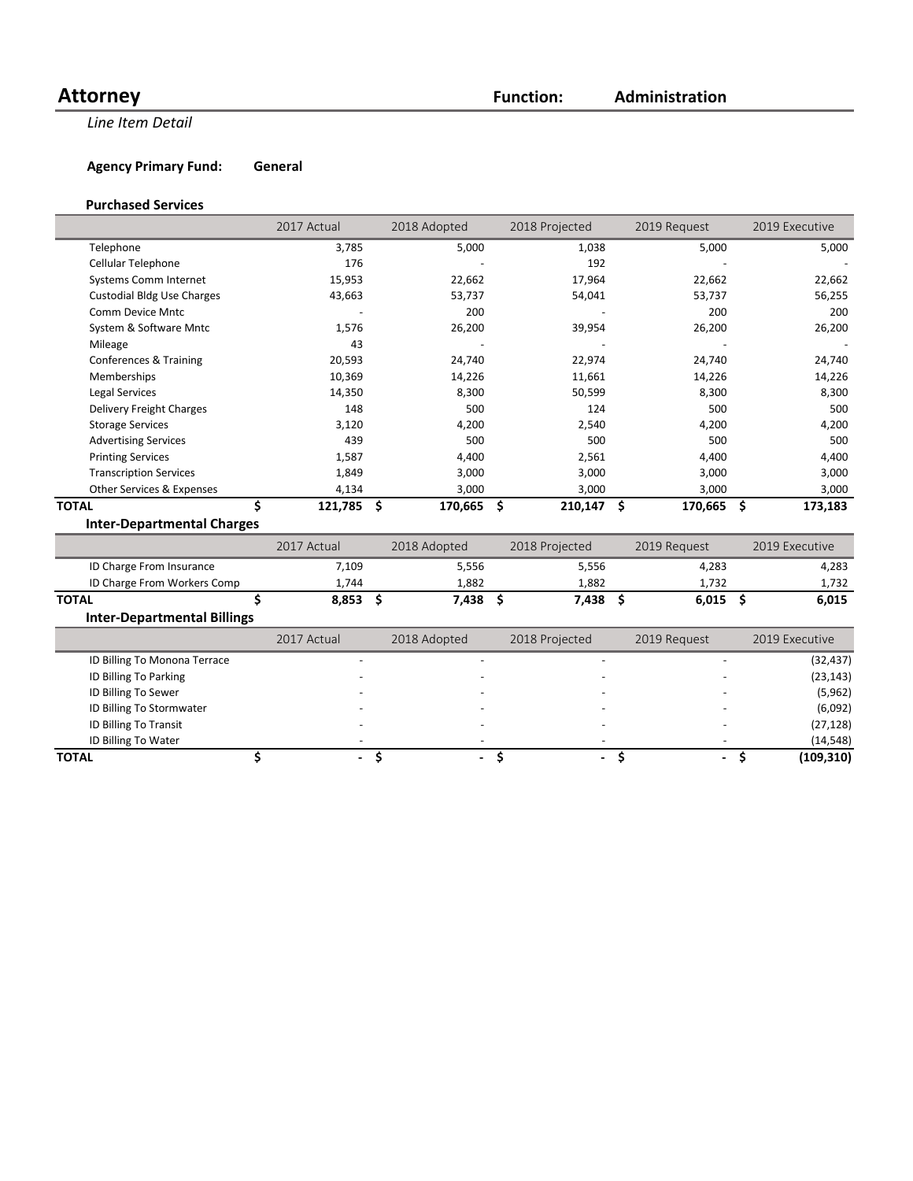# Attorney

**Function:** **Administration**

*Line Item Detail*

**Agency Primary Fund:** **General**

### Purchased Services

| | 2017 Actual | 2018 Adopted | 2018 Projected | 2019 Request | 2019 Executive |
|---|---|---|---|---|---|
| Telephone | 3,785 | 5,000 | 1,038 | 5,000 | 5,000 |
| Cellular Telephone | 176 | - | 192 | - | - |
| Systems Comm Internet | 15,953 | 22,662 | 17,964 | 22,662 | 22,662 |
| Custodial Bldg Use Charges | 43,663 | 53,737 | 54,041 | 53,737 | 56,255 |
| Comm Device Mntc | - | 200 | - | 200 | 200 |
| System & Software Mntc | 1,576 | 26,200 | 39,954 | 26,200 | 26,200 |
| Mileage | 43 | - | - | - | - |
| Conferences & Training | 20,593 | 24,740 | 22,974 | 24,740 | 24,740 |
| Memberships | 10,369 | 14,226 | 11,661 | 14,226 | 14,226 |
| Legal Services | 14,350 | 8,300 | 50,599 | 8,300 | 8,300 |
| Delivery Freight Charges | 148 | 500 | 124 | 500 | 500 |
| Storage Services | 3,120 | 4,200 | 2,540 | 4,200 | 4,200 |
| Advertising Services | 439 | 500 | 500 | 500 | 500 |
| Printing Services | 1,587 | 4,400 | 2,561 | 4,400 | 4,400 |
| Transcription Services | 1,849 | 3,000 | 3,000 | 3,000 | 3,000 |
| Other Services & Expenses | 4,134 | 3,000 | 3,000 | 3,000 | 3,000 |
| **TOTAL** | **$ 121,785** | **$ 170,665** | **$ 210,147** | **$ 170,665** | **$ 173,183** |

### Inter-Departmental Charges

| | 2017 Actual | 2018 Adopted | 2018 Projected | 2019 Request | 2019 Executive |
|---|---|---|---|---|---|
| ID Charge From Insurance | 7,109 | 5,556 | 5,556 | 4,283 | 4,283 |
| ID Charge From Workers Comp | 1,744 | 1,882 | 1,882 | 1,732 | 1,732 |
| **TOTAL** | **$ 8,853** | **$ 7,438** | **$ 7,438** | **$ 6,015** | **$ 6,015** |

### Inter-Departmental Billings

| | 2017 Actual | 2018 Adopted | 2018 Projected | 2019 Request | 2019 Executive |
|---|---|---|---|---|---|
| ID Billing To Monona Terrace | - | - | - | - | (32,437) |
| ID Billing To Parking | - | - | - | - | (23,143) |
| ID Billing To Sewer | - | - | - | - | (5,962) |
| ID Billing To Stormwater | - | - | - | - | (6,092) |
| ID Billing To Transit | - | - | - | - | (27,128) |
| ID Billing To Water | - | - | - | - | (14,548) |
| **TOTAL** | **$ -** | **$ -** | **$ -** | **$ -** | **$ (109,310)** |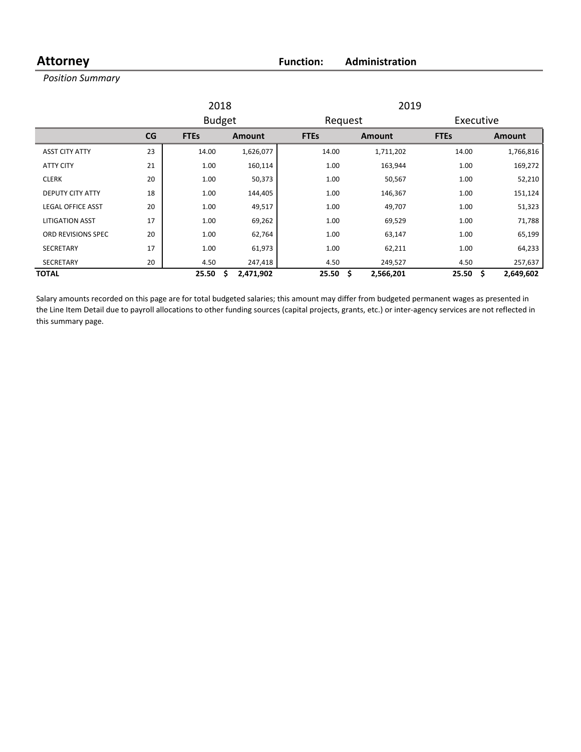## Attorney

**Function:** **Administration**

*Position Summary*

| | | 2018 | | 2019 | | | |
|---|---|---|---|---|---|---|---|
| | | Budget | | Request | | Executive | |
| | **CG** | **FTEs** | **Amount** | **FTEs** | **Amount** | **FTEs** | **Amount** |
| ASST CITY ATTY | 23 | 14.00 | 1,626,077 | 14.00 | 1,711,202 | 14.00 | 1,766,816 |
| ATTY CITY | 21 | 1.00 | 160,114 | 1.00 | 163,944 | 1.00 | 169,272 |
| CLERK | 20 | 1.00 | 50,373 | 1.00 | 50,567 | 1.00 | 52,210 |
| DEPUTY CITY ATTY | 18 | 1.00 | 144,405 | 1.00 | 146,367 | 1.00 | 151,124 |
| LEGAL OFFICE ASST | 20 | 1.00 | 49,517 | 1.00 | 49,707 | 1.00 | 51,323 |
| LITIGATION ASST | 17 | 1.00 | 69,262 | 1.00 | 69,529 | 1.00 | 71,788 |
| ORD REVISIONS SPEC | 20 | 1.00 | 62,764 | 1.00 | 63,147 | 1.00 | 65,199 |
| SECRETARY | 17 | 1.00 | 61,973 | 1.00 | 62,211 | 1.00 | 64,233 |
| SECRETARY | 20 | 4.50 | 247,418 | 4.50 | 249,527 | 4.50 | 257,637 |
| **TOTAL** | | **25.50** | **$ 2,471,902** | **25.50** | **$ 2,566,201** | **25.50** | **$ 2,649,602** |

Salary amounts recorded on this page are for total budgeted salaries; this amount may differ from budgeted permanent wages as presented in the Line Item Detail due to payroll allocations to other funding sources (capital projects, grants, etc.) or inter-agency services are not reflected in this summary page.